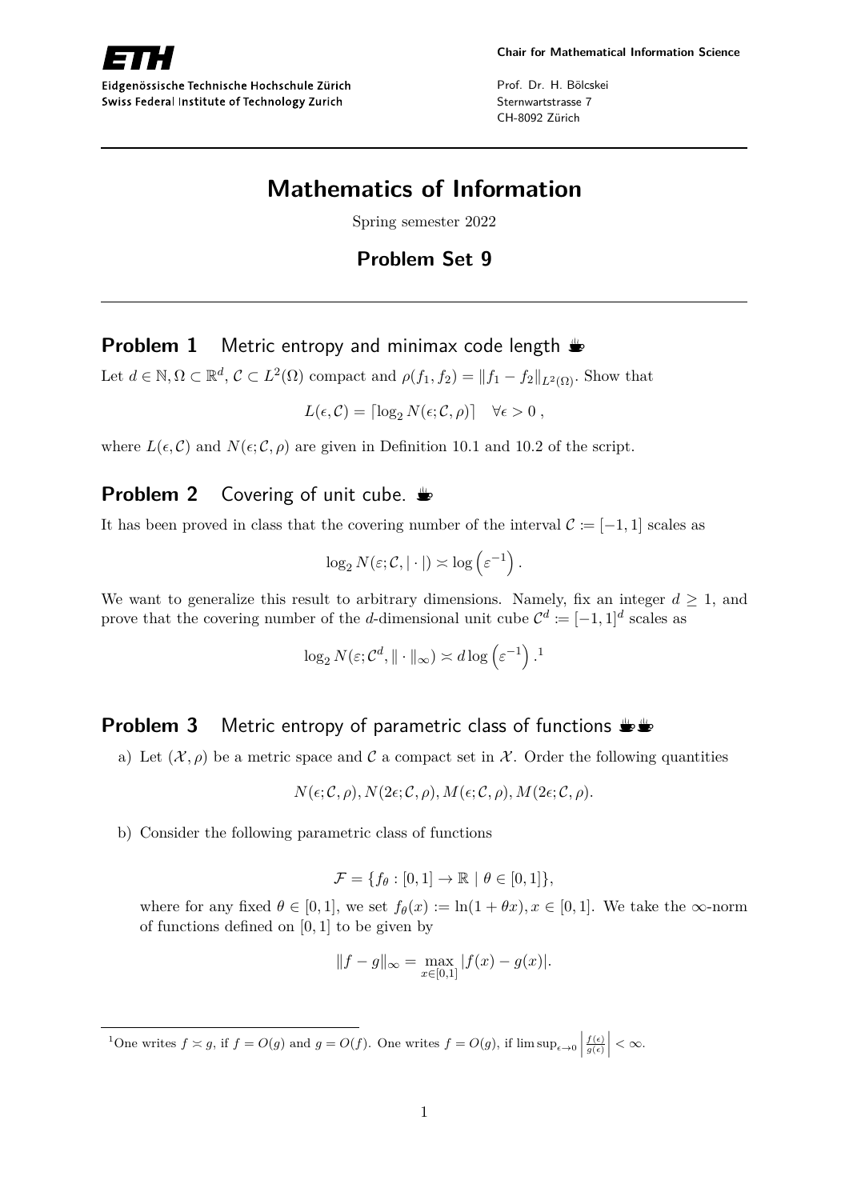ETH

Eidgenössische Technische Hochschule Zürich
Swiss Federal Institute of Technology Zurich

**Chair for Mathematical Information Science**

Prof. Dr. H. Bölcskei
Sternwartstrasse 7
CH-8092 Zürich

---

# Mathematics of Information

Spring semester 2022

## Problem Set 9

---

### Problem 1 Metric entropy and minimax code length ☕

Let $d \in \mathbb{N}, \Omega \subset \mathbb{R}^d$, $\mathcal{C} \subset L^2(\Omega)$ compact and $\rho(f_1, f_2) = \|f_1 - f_2\|_{L^2(\Omega)}$. Show that

$$L(\epsilon, \mathcal{C}) = \lceil \log_2 N(\epsilon; \mathcal{C}, \rho) \rceil \quad \forall \epsilon > 0 \,,$$

where $L(\epsilon, \mathcal{C})$ and $N(\epsilon; \mathcal{C}, \rho)$ are given in Definition 10.1 and 10.2 of the script.

### Problem 2 Covering of unit cube. ☕

It has been proved in class that the covering number of the interval $\mathcal{C} := [-1, 1]$ scales as

$$\log_2 N(\varepsilon; \mathcal{C}, |\cdot|) \asymp \log\left(\varepsilon^{-1}\right).$$

We want to generalize this result to arbitrary dimensions. Namely, fix an integer $d \geq 1$, and prove that the covering number of the $d$-dimensional unit cube $\mathcal{C}^d := [-1, 1]^d$ scales as

$$\log_2 N(\varepsilon; \mathcal{C}^d, \|\cdot\|_\infty) \asymp d \log\left(\varepsilon^{-1}\right).[1]$$

### Problem 3 Metric entropy of parametric class of functions ☕☕

a) Let $(\mathcal{X}, \rho)$ be a metric space and $\mathcal{C}$ a compact set in $\mathcal{X}$. Order the following quantities

$$N(\epsilon; \mathcal{C}, \rho), N(2\epsilon; \mathcal{C}, \rho), M(\epsilon; \mathcal{C}, \rho), M(2\epsilon; \mathcal{C}, \rho).$$

b) Consider the following parametric class of functions

$$\mathcal{F} = \{f_\theta : [0, 1] \to \mathbb{R} \mid \theta \in [0, 1]\},$$

where for any fixed $\theta \in [0, 1]$, we set $f_\theta(x) := \ln(1 + \theta x), x \in [0, 1]$. We take the $\infty$-norm of functions defined on $[0, 1]$ to be given by

$$\|f - g\|_\infty = \max_{x \in [0,1]} |f(x) - g(x)|.$$

---

[1] One writes $f \asymp g$, if $f = O(g)$ and $g = O(f)$. One writes $f = O(g)$, if $\limsup_{\epsilon \to 0} \left|\frac{f(\epsilon)}{g(\epsilon)}\right| < \infty$.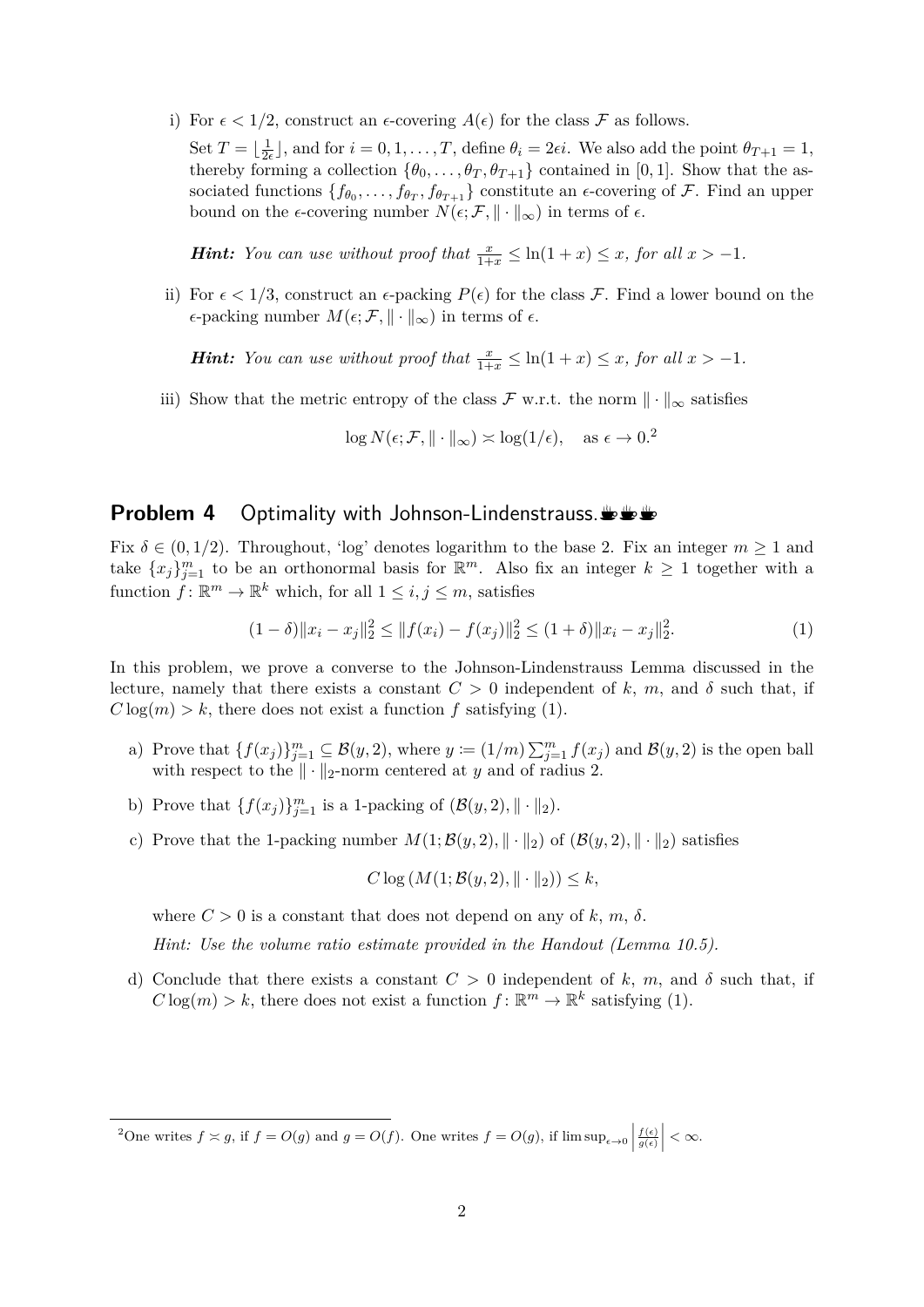i) For $\epsilon < 1/2$, construct an $\epsilon$-covering $A(\epsilon)$ for the class $\mathcal{F}$ as follows.

   Set $T = \lfloor \frac{1}{2\epsilon} \rfloor$, and for $i = 0, 1, \ldots, T$, define $\theta_i = 2\epsilon i$. We also add the point $\theta_{T+1} = 1$, thereby forming a collection $\{\theta_0, \ldots, \theta_T, \theta_{T+1}\}$ contained in $[0, 1]$. Show that the associated functions $\{f_{\theta_0}, \ldots, f_{\theta_T}, f_{\theta_{T+1}}\}$ constitute an $\epsilon$-covering of $\mathcal{F}$. Find an upper bound on the $\epsilon$-covering number $N(\epsilon; \mathcal{F}, \|\cdot\|_\infty)$ in terms of $\epsilon$.

   ***Hint:*** *You can use without proof that* $\frac{x}{1+x} \leq \ln(1+x) \leq x$*, for all* $x > -1$.

ii) For $\epsilon < 1/3$, construct an $\epsilon$-packing $P(\epsilon)$ for the class $\mathcal{F}$. Find a lower bound on the $\epsilon$-packing number $M(\epsilon; \mathcal{F}, \|\cdot\|_\infty)$ in terms of $\epsilon$.

   ***Hint:*** *You can use without proof that* $\frac{x}{1+x} \leq \ln(1+x) \leq x$*, for all* $x > -1$.

iii) Show that the metric entropy of the class $\mathcal{F}$ w.r.t. the norm $\|\cdot\|_\infty$ satisfies

$$\log N(\epsilon; \mathcal{F}, \|\cdot\|_\infty) \asymp \log(1/\epsilon), \quad \text{as } \epsilon \to 0.^2$$

## Problem 4 Optimality with Johnson-Lindenstrauss.

Fix $\delta \in (0, 1/2)$. Throughout, 'log' denotes logarithm to the base 2. Fix an integer $m \geq 1$ and take $\{x_j\}_{j=1}^m$ to be an orthonormal basis for $\mathbb{R}^m$. Also fix an integer $k \geq 1$ together with a function $f\colon \mathbb{R}^m \to \mathbb{R}^k$ which, for all $1 \leq i, j \leq m$, satisfies

$$(1-\delta)\|x_i - x_j\|_2^2 \leq \|f(x_i) - f(x_j)\|_2^2 \leq (1+\delta)\|x_i - x_j\|_2^2. \tag{1}$$

In this problem, we prove a converse to the Johnson-Lindenstrauss Lemma discussed in the lecture, namely that there exists a constant $C > 0$ independent of $k$, $m$, and $\delta$ such that, if $C \log(m) > k$, there does not exist a function $f$ satisfying (1).

a) Prove that $\{f(x_j)\}_{j=1}^m \subseteq \mathcal{B}(y, 2)$, where $y := (1/m) \sum_{j=1}^m f(x_j)$ and $\mathcal{B}(y, 2)$ is the open ball with respect to the $\|\cdot\|_2$-norm centered at $y$ and of radius 2.

b) Prove that $\{f(x_j)\}_{j=1}^m$ is a 1-packing of $(\mathcal{B}(y, 2), \|\cdot\|_2)$.

c) Prove that the 1-packing number $M(1; \mathcal{B}(y, 2), \|\cdot\|_2)$ of $(\mathcal{B}(y, 2), \|\cdot\|_2)$ satisfies

$$C \log\left(M(1; \mathcal{B}(y, 2), \|\cdot\|_2)\right) \leq k,$$

   where $C > 0$ is a constant that does not depend on any of $k$, $m$, $\delta$.

   *Hint: Use the volume ratio estimate provided in the Handout (Lemma 10.5).*

d) Conclude that there exists a constant $C > 0$ independent of $k$, $m$, and $\delta$ such that, if $C \log(m) > k$, there does not exist a function $f\colon \mathbb{R}^m \to \mathbb{R}^k$ satisfying (1).

---

[2] One writes $f \asymp g$, if $f = O(g)$ and $g = O(f)$. One writes $f = O(g)$, if $\limsup_{\epsilon \to 0} \left|\frac{f(\epsilon)}{g(\epsilon)}\right| < \infty$.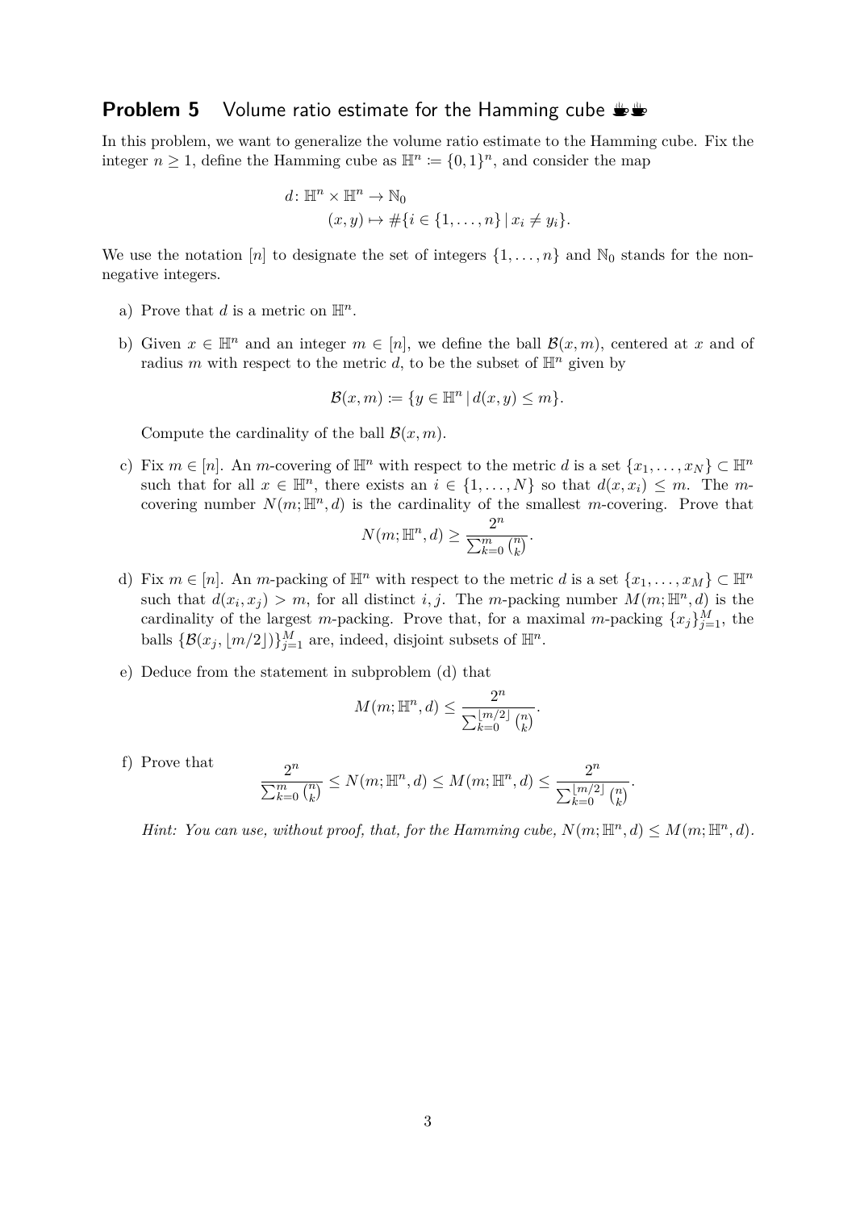## Problem 5 Volume ratio estimate for the Hamming cube ☕☕

In this problem, we want to generalize the volume ratio estimate to the Hamming cube. Fix the integer $n \geq 1$, define the Hamming cube as $\mathbb{H}^n := \{0,1\}^n$, and consider the map

$$
\begin{aligned}
d \colon \mathbb{H}^n \times \mathbb{H}^n &\to \mathbb{N}_0 \\
(x, y) &\mapsto \#\{i \in \{1, \ldots, n\} \mid x_i \neq y_i\}.
\end{aligned}
$$

We use the notation $[n]$ to designate the set of integers $\{1, \ldots, n\}$ and $\mathbb{N}_0$ stands for the non-negative integers.

a) Prove that $d$ is a metric on $\mathbb{H}^n$.

b) Given $x \in \mathbb{H}^n$ and an integer $m \in [n]$, we define the ball $\mathcal{B}(x, m)$, centered at $x$ and of radius $m$ with respect to the metric $d$, to be the subset of $\mathbb{H}^n$ given by

$$
\mathcal{B}(x, m) := \{y \in \mathbb{H}^n \mid d(x, y) \leq m\}.
$$

Compute the cardinality of the ball $\mathcal{B}(x, m)$.

c) Fix $m \in [n]$. An $m$-covering of $\mathbb{H}^n$ with respect to the metric $d$ is a set $\{x_1, \ldots, x_N\} \subset \mathbb{H}^n$ such that for all $x \in \mathbb{H}^n$, there exists an $i \in \{1, \ldots, N\}$ so that $d(x, x_i) \leq m$. The $m$-covering number $N(m; \mathbb{H}^n, d)$ is the cardinality of the smallest $m$-covering. Prove that

$$
N(m; \mathbb{H}^n, d) \geq \frac{2^n}{\sum_{k=0}^{m} \binom{n}{k}}.
$$

d) Fix $m \in [n]$. An $m$-packing of $\mathbb{H}^n$ with respect to the metric $d$ is a set $\{x_1, \ldots, x_M\} \subset \mathbb{H}^n$ such that $d(x_i, x_j) > m$, for all distinct $i, j$. The $m$-packing number $M(m; \mathbb{H}^n, d)$ is the cardinality of the largest $m$-packing. Prove that, for a maximal $m$-packing $\{x_j\}_{j=1}^{M}$, the balls $\{\mathcal{B}(x_j, \lfloor m/2 \rfloor)\}_{j=1}^{M}$ are, indeed, disjoint subsets of $\mathbb{H}^n$.

e) Deduce from the statement in subproblem (d) that

$$
M(m; \mathbb{H}^n, d) \leq \frac{2^n}{\sum_{k=0}^{\lfloor m/2 \rfloor} \binom{n}{k}}.
$$

f) Prove that

$$
\frac{2^n}{\sum_{k=0}^{m} \binom{n}{k}} \leq N(m; \mathbb{H}^n, d) \leq M(m; \mathbb{H}^n, d) \leq \frac{2^n}{\sum_{k=0}^{\lfloor m/2 \rfloor} \binom{n}{k}}.
$$

*Hint: You can use, without proof, that, for the Hamming cube, $N(m; \mathbb{H}^n, d) \leq M(m; \mathbb{H}^n, d)$.*